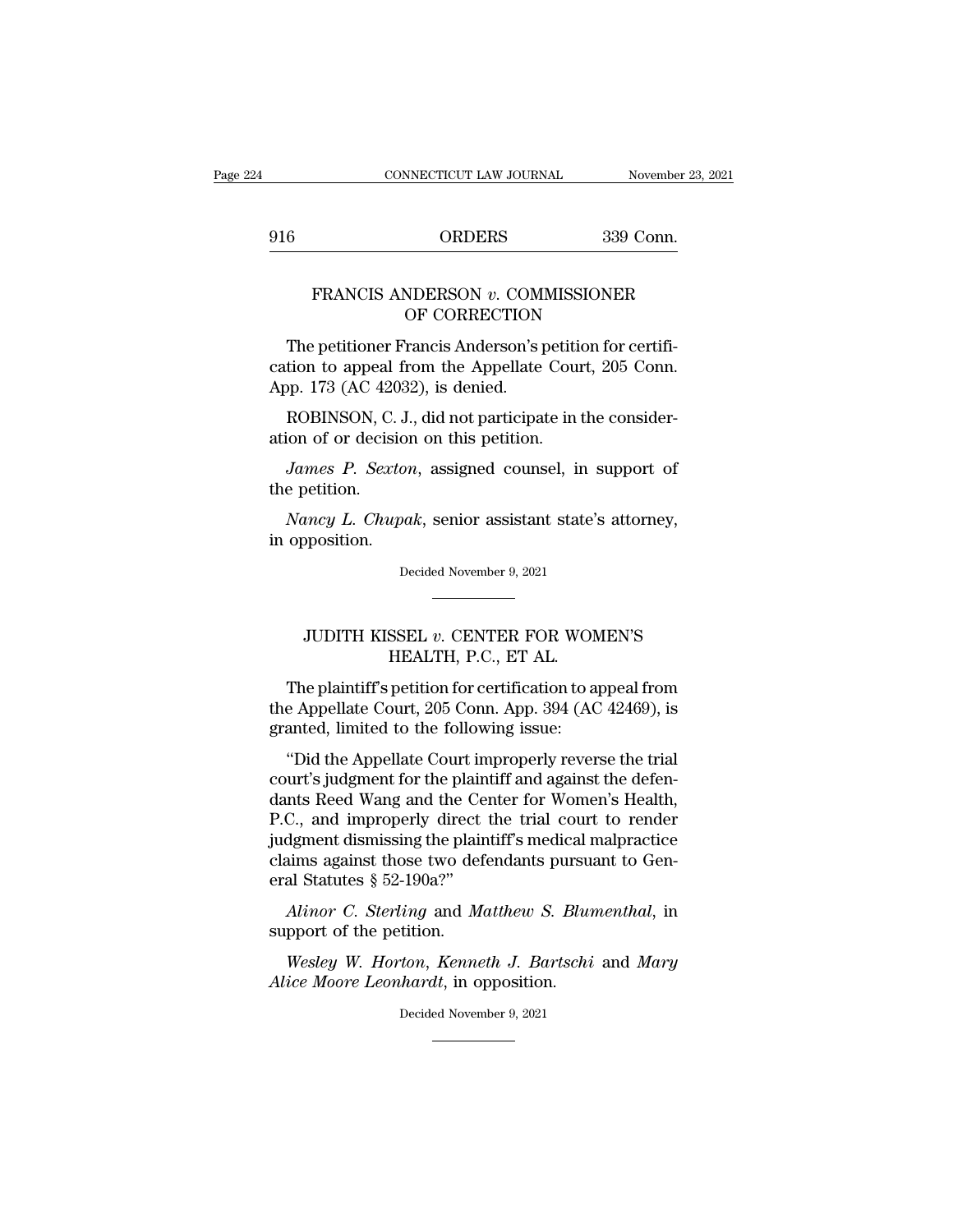## FRANCIS ANDERSON *v.* COMMISSIONER OF CORRECTION

The petitioner Francis Anderson's petition for certification to appeal from the Appellate Court, 205 Conn. App. 173 (AC 42032), is denied.

ROBINSON, C. J., did not participate in the consideration of or decision on this petition.

*James P. Sexton*, assigned counsel, in support of the petition.

*Nancy L. Chupak*, senior assistant state's attorney, in opposition.

Decided November 9, 2021

---

## JUDITH KISSEL *v.* CENTER FOR WOMEN'S HEALTH, P.C., ET AL.

The plaintiff's petition for certification to appeal from the Appellate Court, 205 Conn. App. 394 (AC 42469), is granted, limited to the following issue:

"Did the Appellate Court improperly reverse the trial court's judgment for the plaintiff and against the defendants Reed Wang and the Center for Women's Health, P.C., and improperly direct the trial court to render judgment dismissing the plaintiff's medical malpractice claims against those two defendants pursuant to General Statutes § 52-190a?"

*Alinor C. Sterling* and *Matthew S. Blumenthal*, in support of the petition.

*Wesley W. Horton*, *Kenneth J. Bartschi* and *Mary Alice Moore Leonhardt*, in opposition.

Decided November 9, 2021

---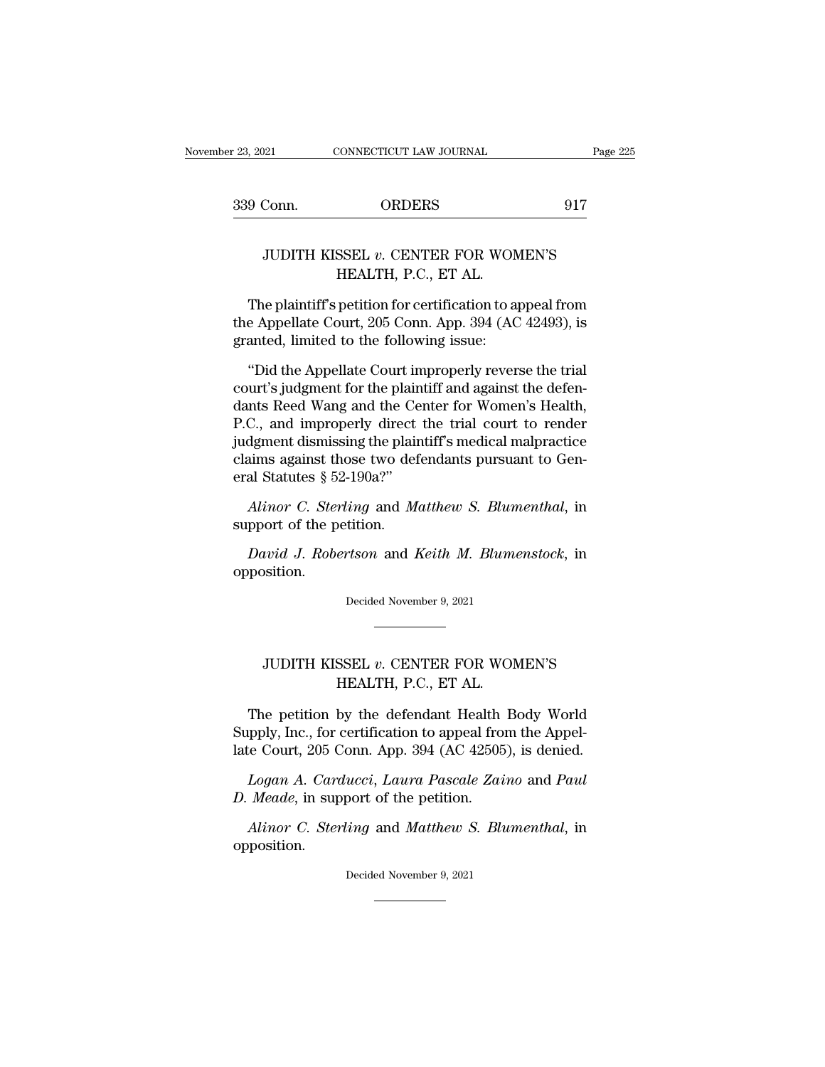## JUDITH KISSEL *v.* CENTER FOR WOMEN'S HEALTH, P.C., ET AL.

The plaintiff's petition for certification to appeal from the Appellate Court, 205 Conn. App. 394 (AC 42493), is granted, limited to the following issue:

"Did the Appellate Court improperly reverse the trial court's judgment for the plaintiff and against the defendants Reed Wang and the Center for Women's Health, P.C., and improperly direct the trial court to render judgment dismissing the plaintiff's medical malpractice claims against those two defendants pursuant to General Statutes § 52-190a?"

*Alinor C. Sterling* and *Matthew S. Blumenthal*, in support of the petition.

*David J. Robertson* and *Keith M. Blumenstock*, in opposition.

Decided November 9, 2021

---

## JUDITH KISSEL *v.* CENTER FOR WOMEN'S HEALTH, P.C., ET AL.

The petition by the defendant Health Body World Supply, Inc., for certification to appeal from the Appellate Court, 205 Conn. App. 394 (AC 42505), is denied.

*Logan A. Carducci*, *Laura Pascale Zaino* and *Paul D. Meade*, in support of the petition.

*Alinor C. Sterling* and *Matthew S. Blumenthal*, in opposition.

Decided November 9, 2021

---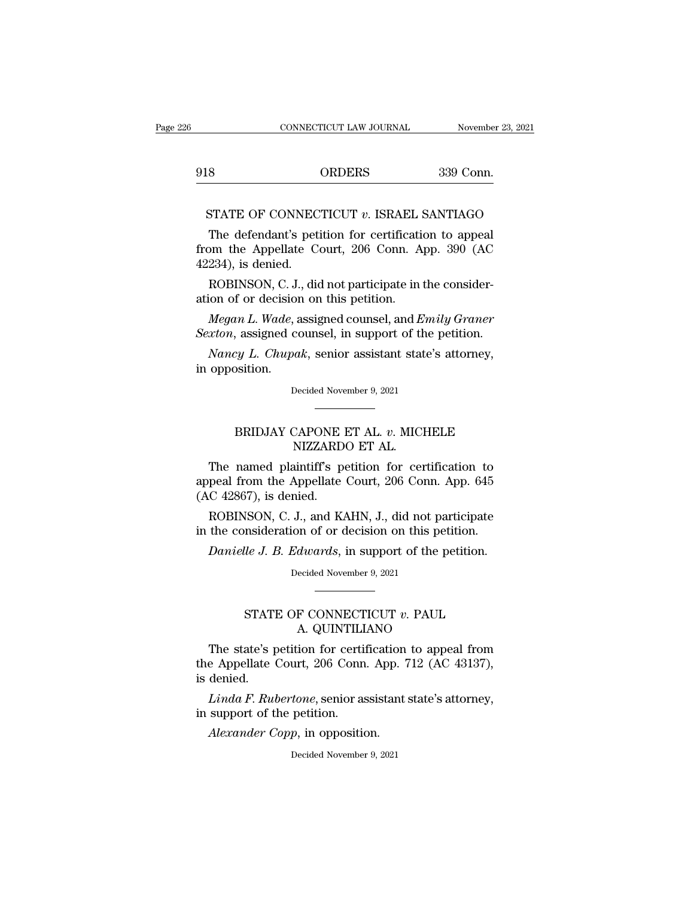STATE OF CONNECTICUT *v.* ISRAEL SANTIAGO

The defendant's petition for certification to appeal from the Appellate Court, 206 Conn. App. 390 (AC 42234), is denied.

ROBINSON, C. J., did not participate in the consideration of or decision on this petition.

*Megan L. Wade*, assigned counsel, and *Emily Graner Sexton*, assigned counsel, in support of the petition.

*Nancy L. Chupak*, senior assistant state's attorney, in opposition.

Decided November 9, 2021

---

BRIDJAY CAPONE ET AL. *v.* MICHELE NIZZARDO ET AL.

The named plaintiff's petition for certification to appeal from the Appellate Court, 206 Conn. App. 645 (AC 42867), is denied.

ROBINSON, C. J., and KAHN, J., did not participate in the consideration of or decision on this petition.

*Danielle J. B. Edwards*, in support of the petition.

Decided November 9, 2021

---

STATE OF CONNECTICUT *v.* PAUL A. QUINTILIANO

The state's petition for certification to appeal from the Appellate Court, 206 Conn. App. 712 (AC 43137), is denied.

*Linda F. Rubertone*, senior assistant state's attorney, in support of the petition.

*Alexander Copp*, in opposition.

Decided November 9, 2021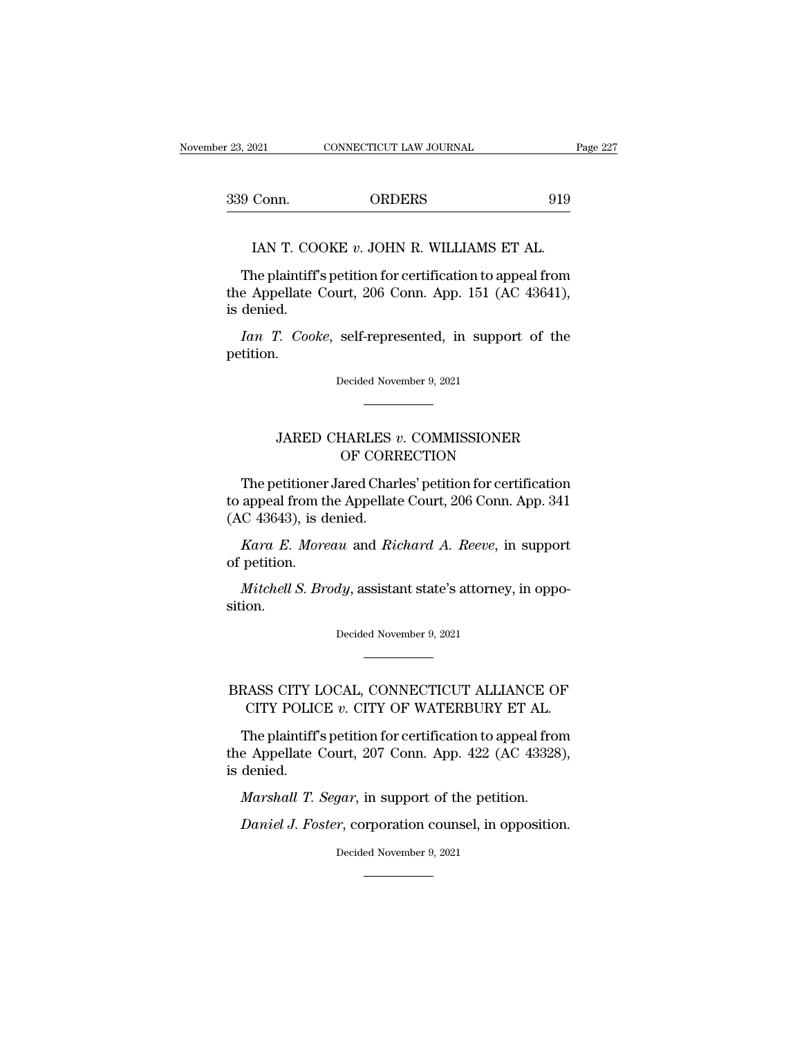IAN T. COOKE *v.* JOHN R. WILLIAMS ET AL.

The plaintiff's petition for certification to appeal from the Appellate Court, 206 Conn. App. 151 (AC 43641), is denied.

*Ian T. Cooke*, self-represented, in support of the petition.

Decided November 9, 2021

JARED CHARLES *v.* COMMISSIONER OF CORRECTION

The petitioner Jared Charles' petition for certification to appeal from the Appellate Court, 206 Conn. App. 341 (AC 43643), is denied.

*Kara E. Moreau* and *Richard A. Reeve*, in support of petition.

*Mitchell S. Brody*, assistant state's attorney, in opposition.

Decided November 9, 2021

BRASS CITY LOCAL, CONNECTICUT ALLIANCE OF CITY POLICE *v.* CITY OF WATERBURY ET AL.

The plaintiff's petition for certification to appeal from the Appellate Court, 207 Conn. App. 422 (AC 43328), is denied.

*Marshall T. Segar*, in support of the petition.

*Daniel J. Foster*, corporation counsel, in opposition.

Decided November 9, 2021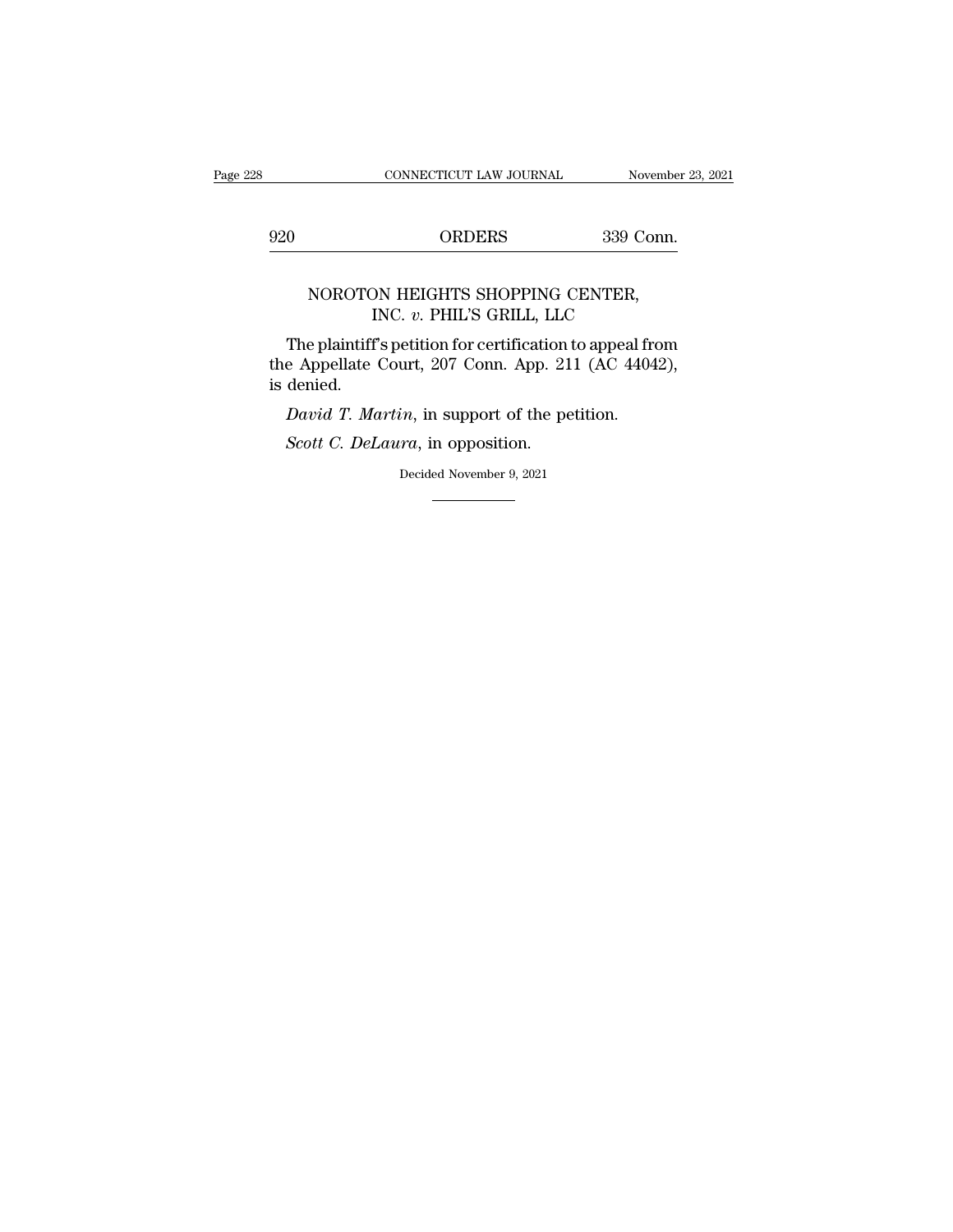NOROTON HEIGHTS SHOPPING CENTER, INC. *v.* PHIL'S GRILL, LLC

The plaintiff's petition for certification to appeal from the Appellate Court, 207 Conn. App. 211 (AC 44042), is denied.

*David T. Martin*, in support of the petition.

*Scott C. DeLaura*, in opposition.

Decided November 9, 2021